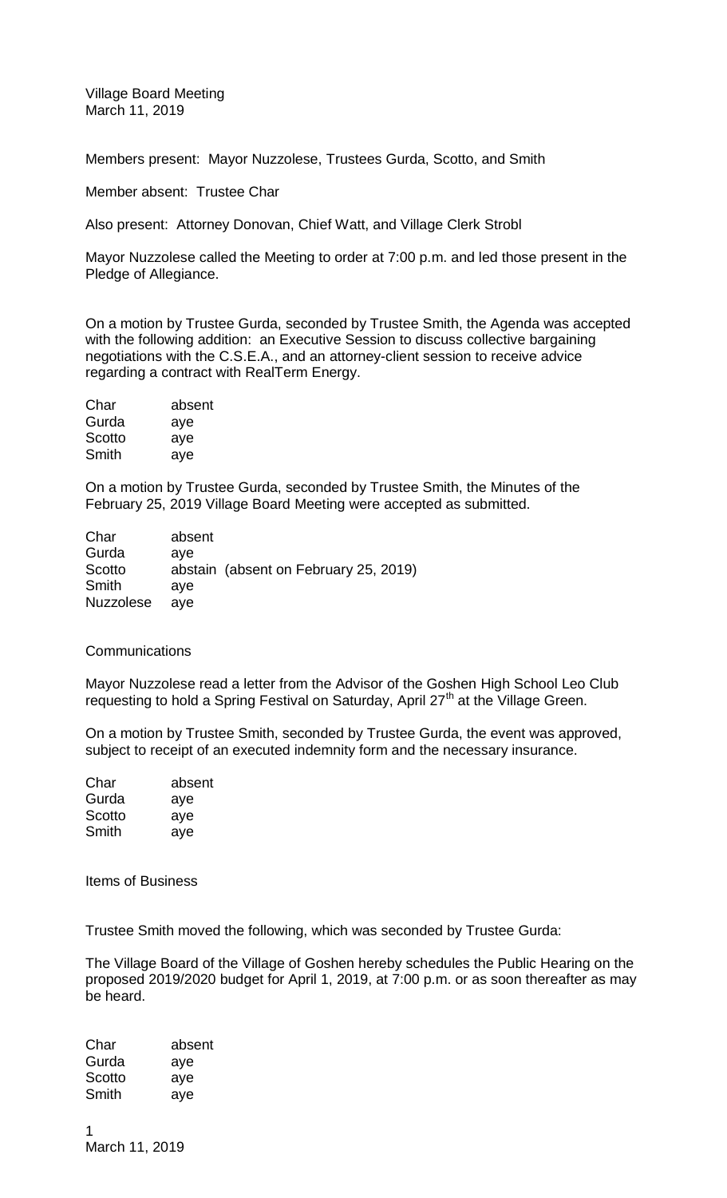Village Board Meeting
March 11, 2019

Members present: Mayor Nuzzolese, Trustees Gurda, Scotto, and Smith

Member absent: Trustee Char

Also present: Attorney Donovan, Chief Watt, and Village Clerk Strobl

Mayor Nuzzolese called the Meeting to order at 7:00 p.m. and led those present in the Pledge of Allegiance.

On a motion by Trustee Gurda, seconded by Trustee Smith, the Agenda was accepted with the following addition: an Executive Session to discuss collective bargaining negotiations with the C.S.E.A., and an attorney-client session to receive advice regarding a contract with RealTerm Energy.

| | |
|---|---|
| Char | absent |
| Gurda | aye |
| Scotto | aye |
| Smith | aye |

On a motion by Trustee Gurda, seconded by Trustee Smith, the Minutes of the February 25, 2019 Village Board Meeting were accepted as submitted.

| | |
|---|---|
| Char | absent |
| Gurda | aye |
| Scotto | abstain (absent on February 25, 2019) |
| Smith | aye |
| Nuzzolese | aye |

Communications

Mayor Nuzzolese read a letter from the Advisor of the Goshen High School Leo Club requesting to hold a Spring Festival on Saturday, April 27th at the Village Green.

On a motion by Trustee Smith, seconded by Trustee Gurda, the event was approved, subject to receipt of an executed indemnity form and the necessary insurance.

| | |
|---|---|
| Char | absent |
| Gurda | aye |
| Scotto | aye |
| Smith | aye |

Items of Business

Trustee Smith moved the following, which was seconded by Trustee Gurda:

The Village Board of the Village of Goshen hereby schedules the Public Hearing on the proposed 2019/2020 budget for April 1, 2019, at 7:00 p.m. or as soon thereafter as may be heard.

| | |
|---|---|
| Char | absent |
| Gurda | aye |
| Scotto | aye |
| Smith | aye |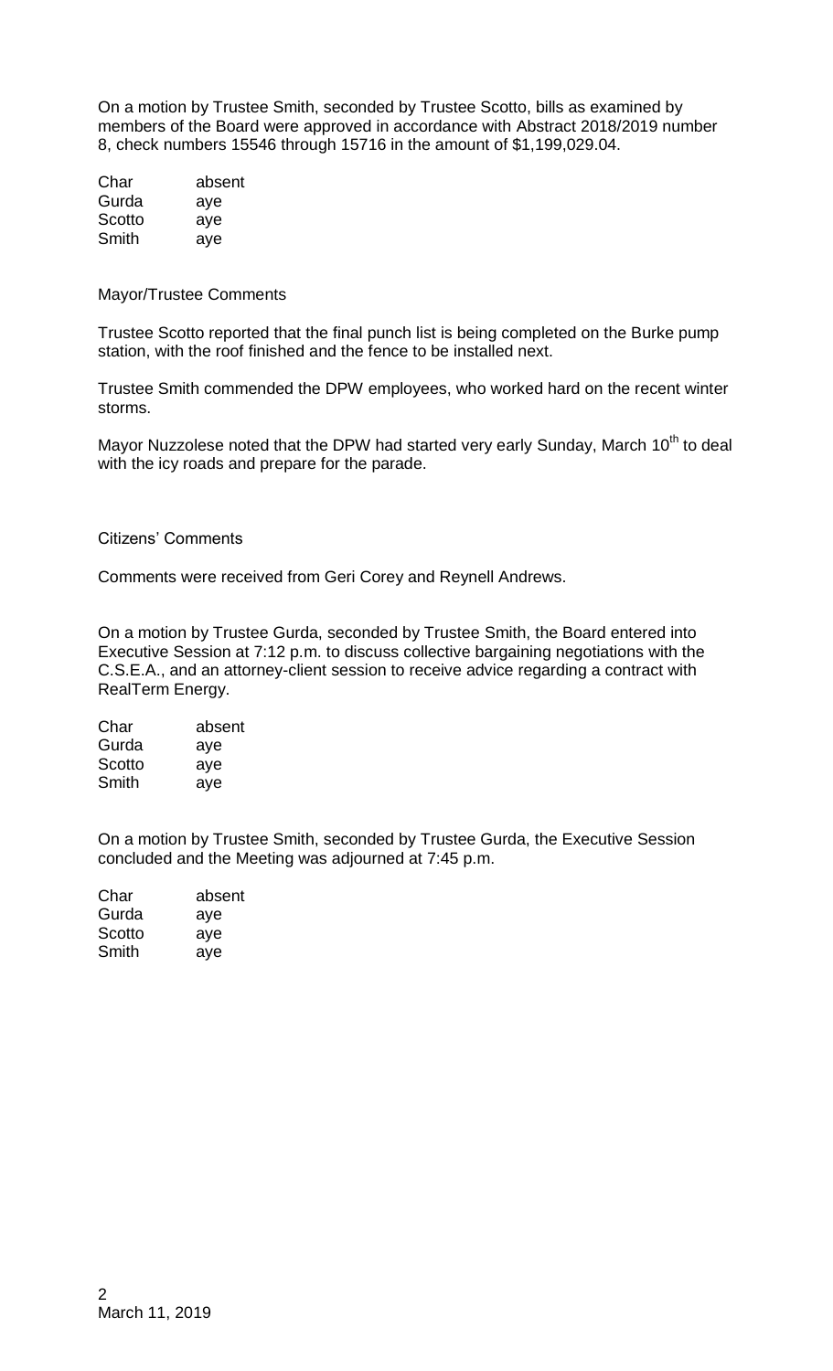On a motion by Trustee Smith, seconded by Trustee Scotto, bills as examined by members of the Board were approved in accordance with Abstract 2018/2019 number 8, check numbers 15546 through 15716 in the amount of $1,199,029.04.

| | |
|---|---|
| Char | absent |
| Gurda | aye |
| Scotto | aye |
| Smith | aye |

Mayor/Trustee Comments

Trustee Scotto reported that the final punch list is being completed on the Burke pump station, with the roof finished and the fence to be installed next.

Trustee Smith commended the DPW employees, who worked hard on the recent winter storms.

Mayor Nuzzolese noted that the DPW had started very early Sunday, March 10th to deal with the icy roads and prepare for the parade.

Citizens' Comments

Comments were received from Geri Corey and Reynell Andrews.

On a motion by Trustee Gurda, seconded by Trustee Smith, the Board entered into Executive Session at 7:12 p.m. to discuss collective bargaining negotiations with the C.S.E.A., and an attorney-client session to receive advice regarding a contract with RealTerm Energy.

| | |
|---|---|
| Char | absent |
| Gurda | aye |
| Scotto | aye |
| Smith | aye |

On a motion by Trustee Smith, seconded by Trustee Gurda, the Executive Session concluded and the Meeting was adjourned at 7:45 p.m.

| | |
|---|---|
| Char | absent |
| Gurda | aye |
| Scotto | aye |
| Smith | aye |